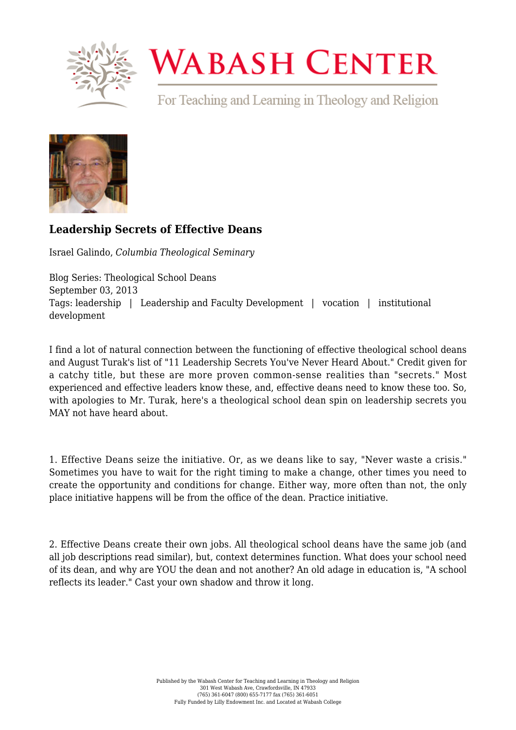# Wabash Center

For Teaching and Learning in Theology and Religion

## Leadership Secrets of Effective Deans

Israel Galindo, *Columbia Theological Seminary*

Blog Series: Theological School Deans
September 03, 2013
Tags: leadership | Leadership and Faculty Development | vocation | institutional development

I find a lot of natural connection between the functioning of effective theological school deans and August Turak's list of "11 Leadership Secrets You've Never Heard About." Credit given for a catchy title, but these are more proven common-sense realities than "secrets." Most experienced and effective leaders know these, and, effective deans need to know these too. So, with apologies to Mr. Turak, here's a theological school dean spin on leadership secrets you MAY not have heard about.

1. Effective Deans seize the initiative. Or, as we deans like to say, "Never waste a crisis." Sometimes you have to wait for the right timing to make a change, other times you need to create the opportunity and conditions for change. Either way, more often than not, the only place initiative happens will be from the office of the dean. Practice initiative.

2. Effective Deans create their own jobs. All theological school deans have the same job (and all job descriptions read similar), but, context determines function. What does your school need of its dean, and why are YOU the dean and not another? An old adage in education is, "A school reflects its leader." Cast your own shadow and throw it long.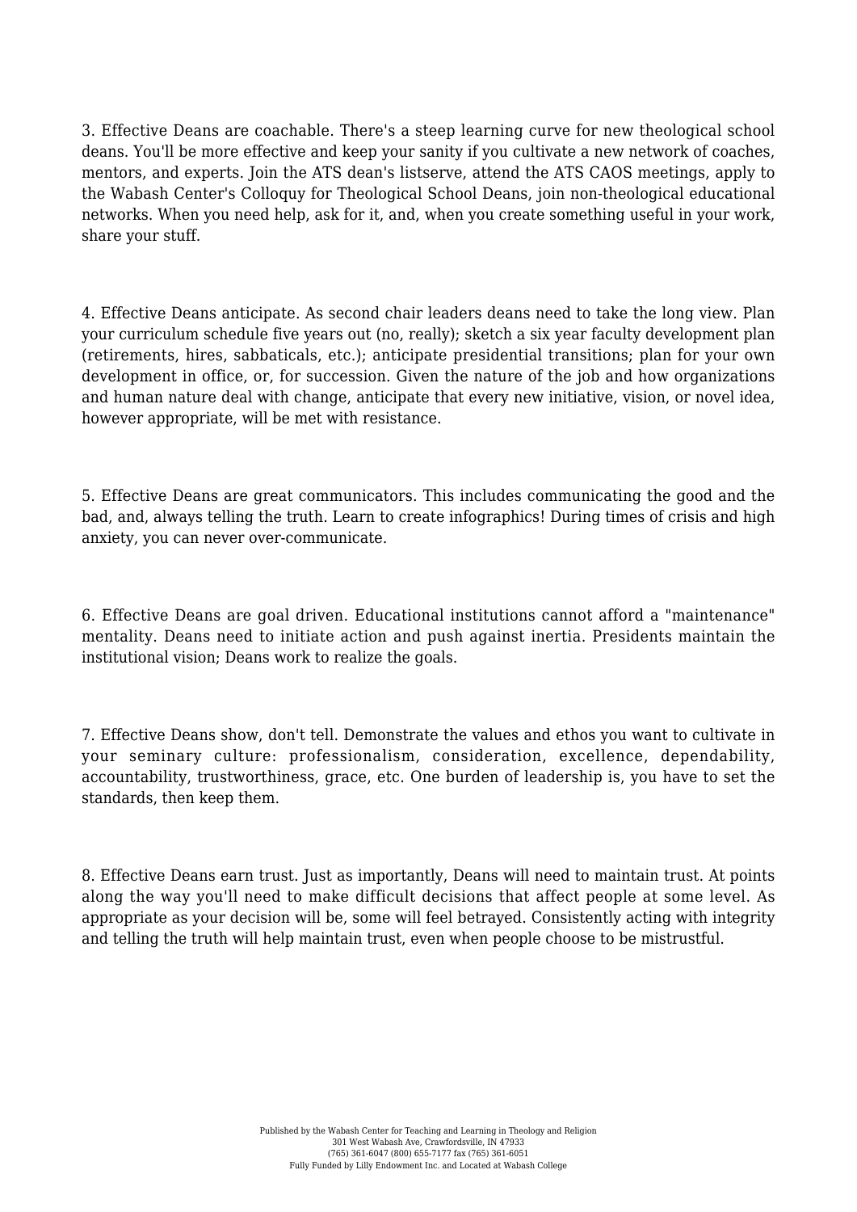3. Effective Deans are coachable. There's a steep learning curve for new theological school deans. You'll be more effective and keep your sanity if you cultivate a new network of coaches, mentors, and experts. Join the ATS dean's listserve, attend the ATS CAOS meetings, apply to the Wabash Center's Colloquy for Theological School Deans, join non-theological educational networks. When you need help, ask for it, and, when you create something useful in your work, share your stuff.

4. Effective Deans anticipate. As second chair leaders deans need to take the long view. Plan your curriculum schedule five years out (no, really); sketch a six year faculty development plan (retirements, hires, sabbaticals, etc.); anticipate presidential transitions; plan for your own development in office, or, for succession. Given the nature of the job and how organizations and human nature deal with change, anticipate that every new initiative, vision, or novel idea, however appropriate, will be met with resistance.

5. Effective Deans are great communicators. This includes communicating the good and the bad, and, always telling the truth. Learn to create infographics! During times of crisis and high anxiety, you can never over-communicate.

6. Effective Deans are goal driven. Educational institutions cannot afford a "maintenance" mentality. Deans need to initiate action and push against inertia. Presidents maintain the institutional vision; Deans work to realize the goals.

7. Effective Deans show, don't tell. Demonstrate the values and ethos you want to cultivate in your seminary culture: professionalism, consideration, excellence, dependability, accountability, trustworthiness, grace, etc. One burden of leadership is, you have to set the standards, then keep them.

8. Effective Deans earn trust. Just as importantly, Deans will need to maintain trust. At points along the way you'll need to make difficult decisions that affect people at some level. As appropriate as your decision will be, some will feel betrayed. Consistently acting with integrity and telling the truth will help maintain trust, even when people choose to be mistrustful.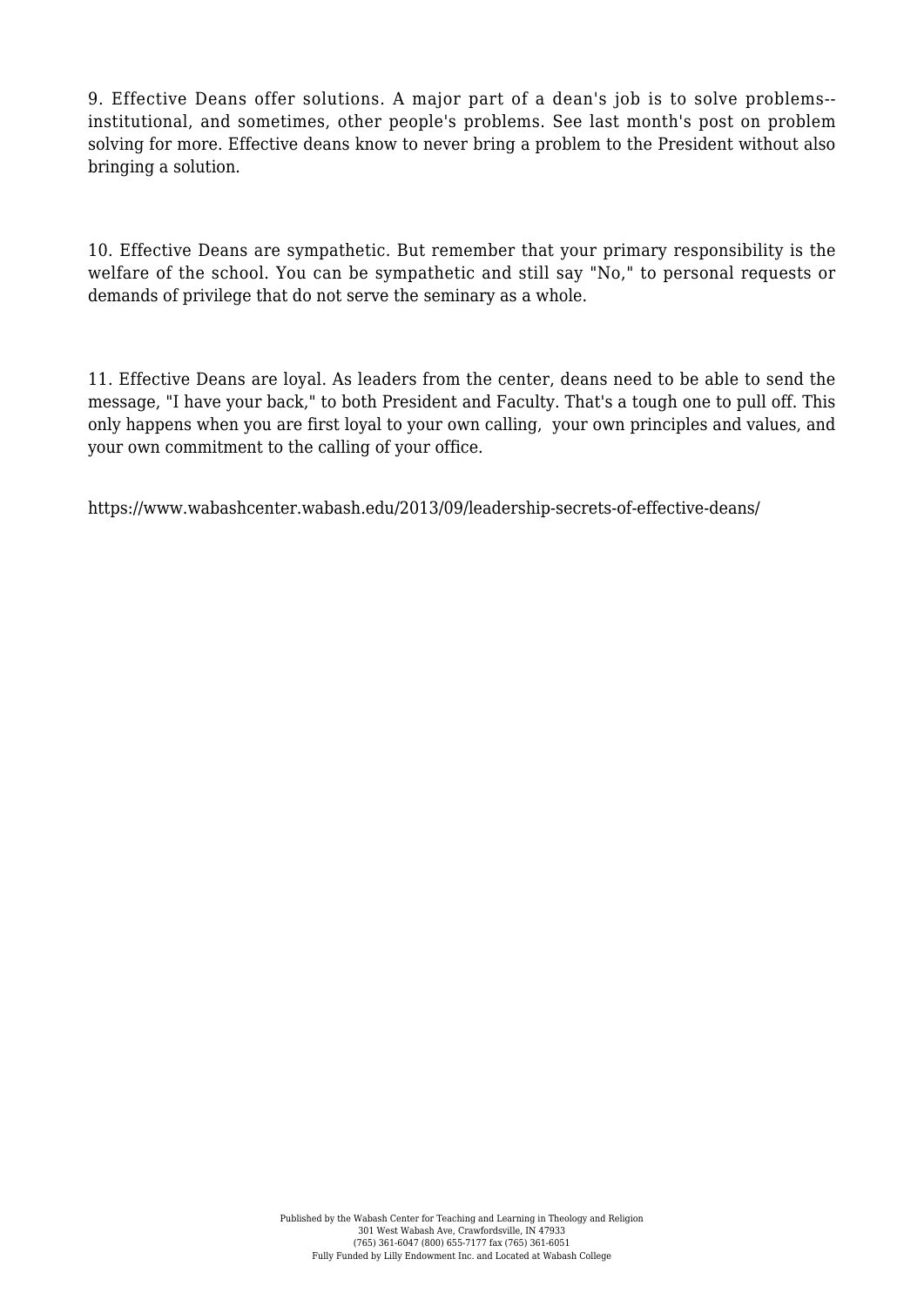9. Effective Deans offer solutions. A major part of a dean's job is to solve problems--institutional, and sometimes, other people's problems. See last month's post on problem solving for more. Effective deans know to never bring a problem to the President without also bringing a solution.

10. Effective Deans are sympathetic. But remember that your primary responsibility is the welfare of the school. You can be sympathetic and still say "No," to personal requests or demands of privilege that do not serve the seminary as a whole.

11. Effective Deans are loyal. As leaders from the center, deans need to be able to send the message, "I have your back," to both President and Faculty. That's a tough one to pull off. This only happens when you are first loyal to your own calling, your own principles and values, and your own commitment to the calling of your office.

https://www.wabashcenter.wabash.edu/2013/09/leadership-secrets-of-effective-deans/